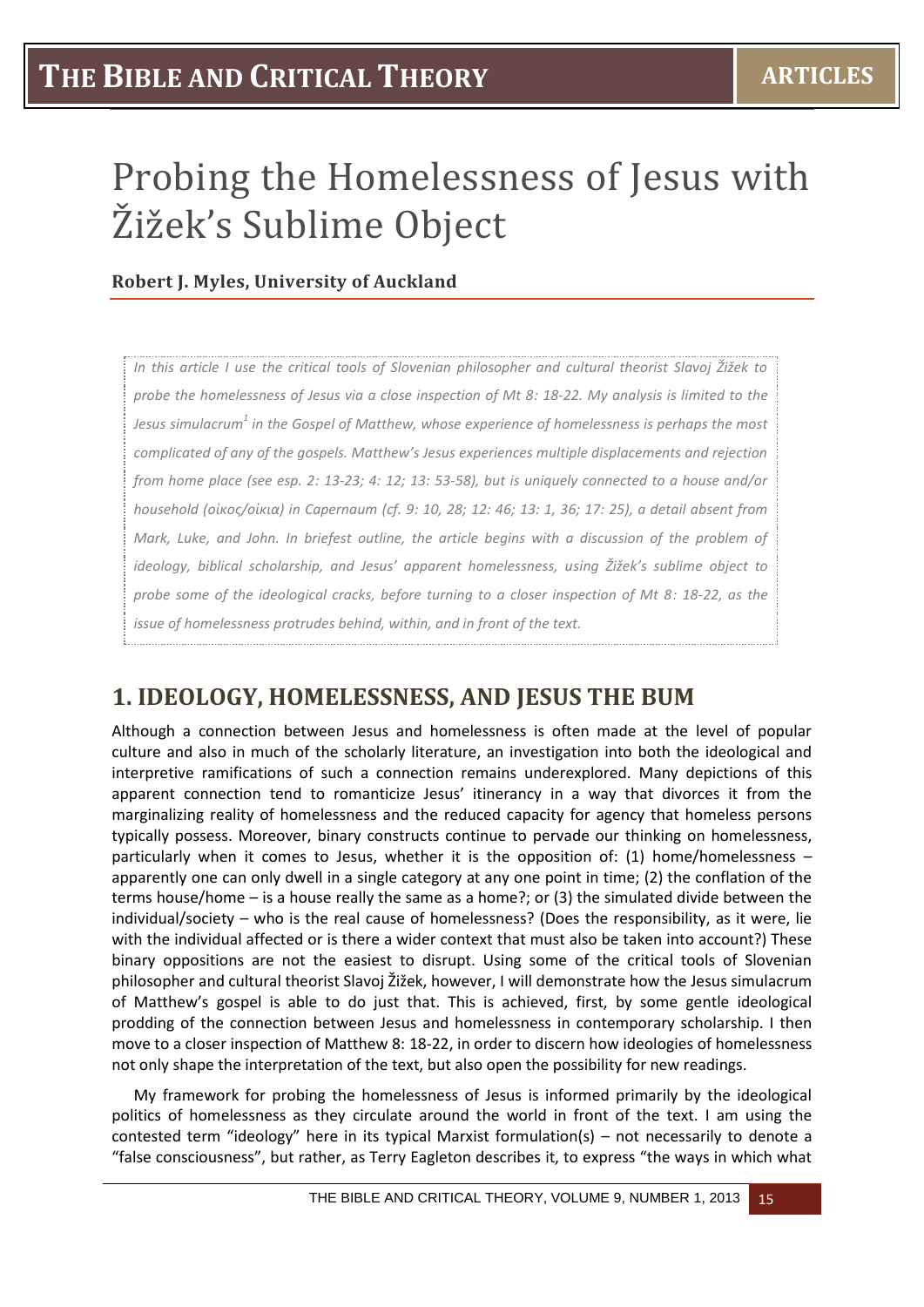# Probing the Homelessness of Jesus with Žižek's Sublime Object

**Robert J. Myles, University of Auckland**

*In this article I use the critical tools of Slovenian philosopher and cultural theorist Slavoj Žižek to probe the homelessness of Jesus via a close inspection of Mt 8: 18-22. My analysis is limited to the Jesus simulacrum[1] in the Gospel of Matthew, whose experience of homelessness is perhaps the most complicated of any of the gospels. Matthew's Jesus experiences multiple displacements and rejection from home place (see esp. 2: 13-23; 4: 12; 13: 53-58), but is uniquely connected to a house and/or household (οἶκος/οἰκια) in Capernaum (cf. 9: 10, 28; 12: 46; 13: 1, 36; 17: 25), a detail absent from Mark, Luke, and John. In briefest outline, the article begins with a discussion of the problem of ideology, biblical scholarship, and Jesus' apparent homelessness, using Žižek's sublime object to probe some of the ideological cracks, before turning to a closer inspection of Mt 8: 18-22, as the issue of homelessness protrudes behind, within, and in front of the text.*

## 1. IDEOLOGY, HOMELESSNESS, AND JESUS THE BUM

Although a connection between Jesus and homelessness is often made at the level of popular culture and also in much of the scholarly literature, an investigation into both the ideological and interpretive ramifications of such a connection remains underexplored. Many depictions of this apparent connection tend to romanticize Jesus' itinerancy in a way that divorces it from the marginalizing reality of homelessness and the reduced capacity for agency that homeless persons typically possess. Moreover, binary constructs continue to pervade our thinking on homelessness, particularly when it comes to Jesus, whether it is the opposition of: (1) home/homelessness – apparently one can only dwell in a single category at any one point in time; (2) the conflation of the terms house/home – is a house really the same as a home?; or (3) the simulated divide between the individual/society – who is the real cause of homelessness? (Does the responsibility, as it were, lie with the individual affected or is there a wider context that must also be taken into account?) These binary oppositions are not the easiest to disrupt. Using some of the critical tools of Slovenian philosopher and cultural theorist Slavoj Žižek, however, I will demonstrate how the Jesus simulacrum of Matthew's gospel is able to do just that. This is achieved, first, by some gentle ideological prodding of the connection between Jesus and homelessness in contemporary scholarship. I then move to a closer inspection of Matthew 8: 18-22, in order to discern how ideologies of homelessness not only shape the interpretation of the text, but also open the possibility for new readings.

My framework for probing the homelessness of Jesus is informed primarily by the ideological politics of homelessness as they circulate around the world in front of the text. I am using the contested term "ideology" here in its typical Marxist formulation(s) – not necessarily to denote a "false consciousness", but rather, as Terry Eagleton describes it, to express "the ways in which what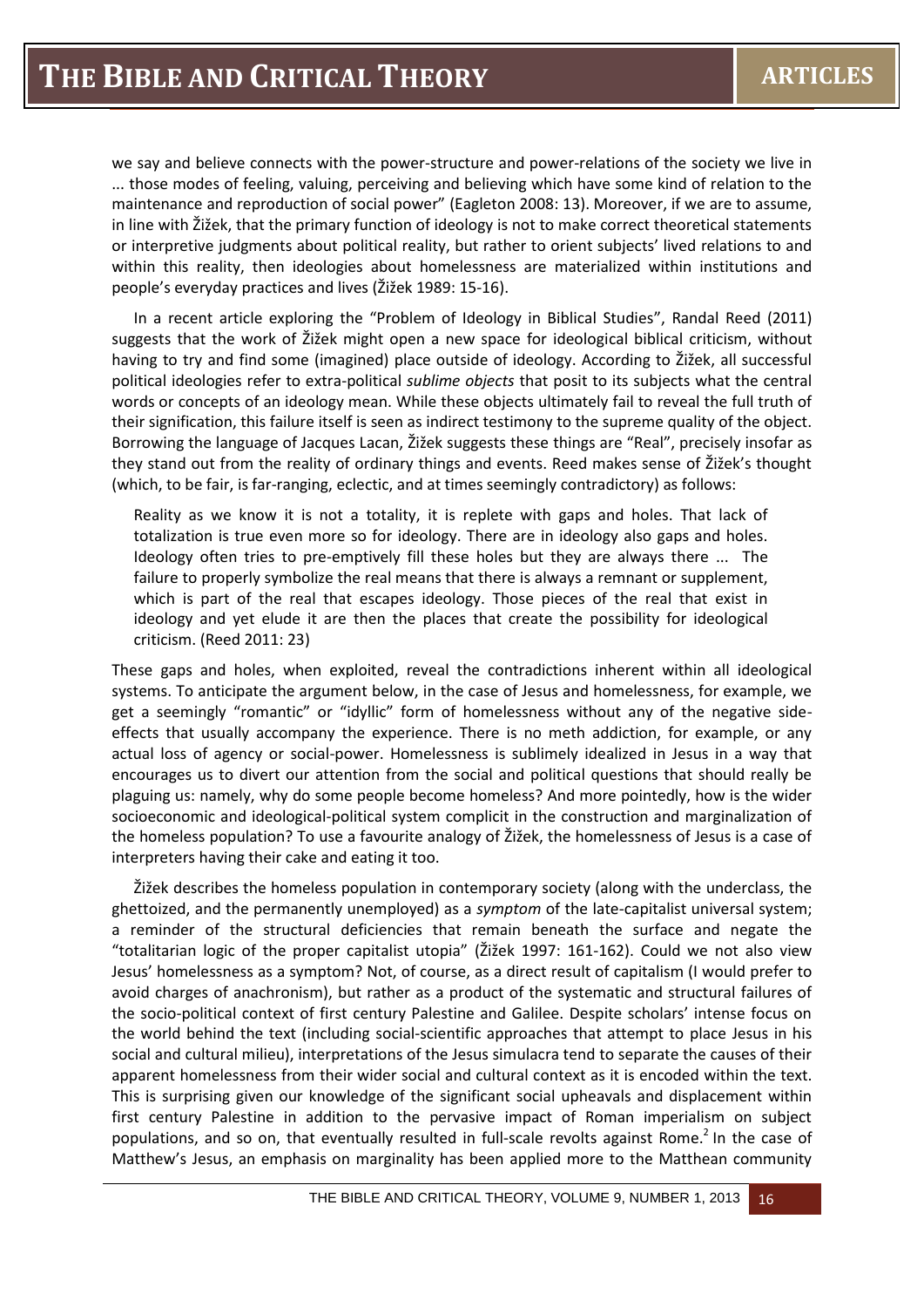we say and believe connects with the power-structure and power-relations of the society we live in ... those modes of feeling, valuing, perceiving and believing which have some kind of relation to the maintenance and reproduction of social power" (Eagleton 2008: 13). Moreover, if we are to assume, in line with Žižek, that the primary function of ideology is not to make correct theoretical statements or interpretive judgments about political reality, but rather to orient subjects' lived relations to and within this reality, then ideologies about homelessness are materialized within institutions and people's everyday practices and lives (Žižek 1989: 15-16).

In a recent article exploring the "Problem of Ideology in Biblical Studies", Randal Reed (2011) suggests that the work of Žižek might open a new space for ideological biblical criticism, without having to try and find some (imagined) place outside of ideology. According to Žižek, all successful political ideologies refer to extra-political *sublime objects* that posit to its subjects what the central words or concepts of an ideology mean. While these objects ultimately fail to reveal the full truth of their signification, this failure itself is seen as indirect testimony to the supreme quality of the object. Borrowing the language of Jacques Lacan, Žižek suggests these things are "Real", precisely insofar as they stand out from the reality of ordinary things and events. Reed makes sense of Žižek's thought (which, to be fair, is far-ranging, eclectic, and at times seemingly contradictory) as follows:

> Reality as we know it is not a totality, it is replete with gaps and holes. That lack of totalization is true even more so for ideology. There are in ideology also gaps and holes. Ideology often tries to pre-emptively fill these holes but they are always there ... The failure to properly symbolize the real means that there is always a remnant or supplement, which is part of the real that escapes ideology. Those pieces of the real that exist in ideology and yet elude it are then the places that create the possibility for ideological criticism. (Reed 2011: 23)

These gaps and holes, when exploited, reveal the contradictions inherent within all ideological systems. To anticipate the argument below, in the case of Jesus and homelessness, for example, we get a seemingly "romantic" or "idyllic" form of homelessness without any of the negative side-effects that usually accompany the experience. There is no meth addiction, for example, or any actual loss of agency or social-power. Homelessness is sublimely idealized in Jesus in a way that encourages us to divert our attention from the social and political questions that should really be plaguing us: namely, why do some people become homeless? And more pointedly, how is the wider socioeconomic and ideological-political system complicit in the construction and marginalization of the homeless population? To use a favourite analogy of Žižek, the homelessness of Jesus is a case of interpreters having their cake and eating it too.

Žižek describes the homeless population in contemporary society (along with the underclass, the ghettoized, and the permanently unemployed) as a *symptom* of the late-capitalist universal system; a reminder of the structural deficiencies that remain beneath the surface and negate the "totalitarian logic of the proper capitalist utopia" (Žižek 1997: 161-162). Could we not also view Jesus' homelessness as a symptom? Not, of course, as a direct result of capitalism (I would prefer to avoid charges of anachronism), but rather as a product of the systematic and structural failures of the socio-political context of first century Palestine and Galilee. Despite scholars' intense focus on the world behind the text (including social-scientific approaches that attempt to place Jesus in his social and cultural milieu), interpretations of the Jesus simulacra tend to separate the causes of their apparent homelessness from their wider social and cultural context as it is encoded within the text. This is surprising given our knowledge of the significant social upheavals and displacement within first century Palestine in addition to the pervasive impact of Roman imperialism on subject populations, and so on, that eventually resulted in full-scale revolts against Rome.[2] In the case of Matthew's Jesus, an emphasis on marginality has been applied more to the Matthean community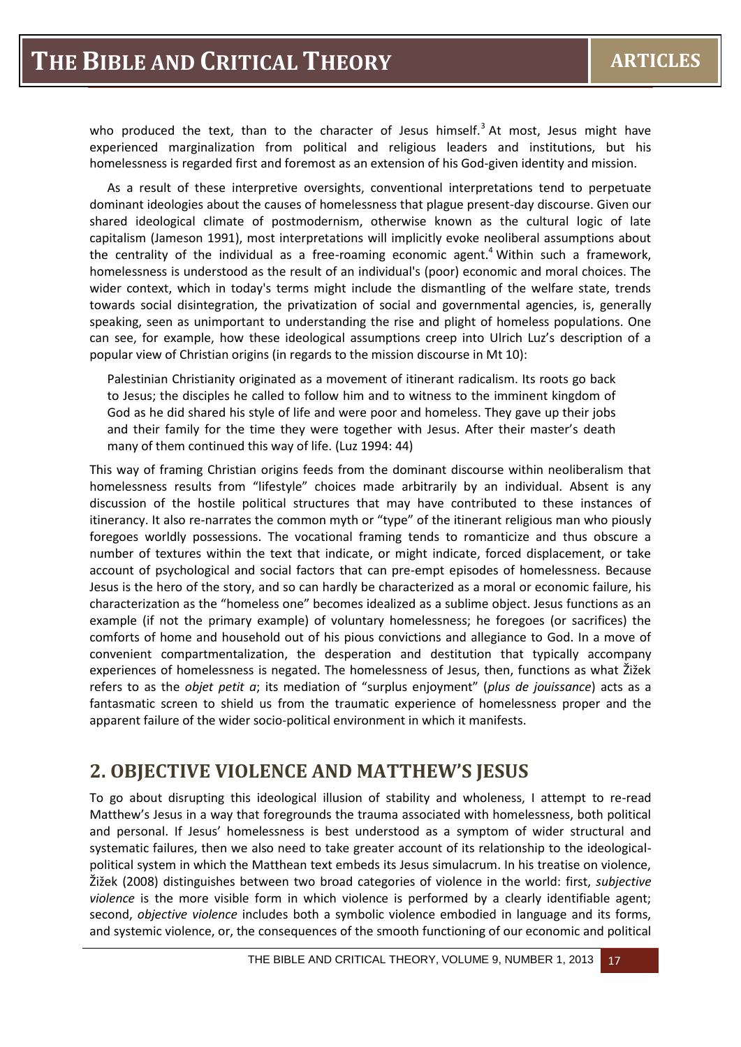who produced the text, than to the character of Jesus himself.[3] At most, Jesus might have experienced marginalization from political and religious leaders and institutions, but his homelessness is regarded first and foremost as an extension of his God-given identity and mission.

As a result of these interpretive oversights, conventional interpretations tend to perpetuate dominant ideologies about the causes of homelessness that plague present-day discourse. Given our shared ideological climate of postmodernism, otherwise known as the cultural logic of late capitalism (Jameson 1991), most interpretations will implicitly evoke neoliberal assumptions about the centrality of the individual as a free-roaming economic agent.[4] Within such a framework, homelessness is understood as the result of an individual's (poor) economic and moral choices. The wider context, which in today's terms might include the dismantling of the welfare state, trends towards social disintegration, the privatization of social and governmental agencies, is, generally speaking, seen as unimportant to understanding the rise and plight of homeless populations. One can see, for example, how these ideological assumptions creep into Ulrich Luz's description of a popular view of Christian origins (in regards to the mission discourse in Mt 10):

> Palestinian Christianity originated as a movement of itinerant radicalism. Its roots go back to Jesus; the disciples he called to follow him and to witness to the imminent kingdom of God as he did shared his style of life and were poor and homeless. They gave up their jobs and their family for the time they were together with Jesus. After their master's death many of them continued this way of life. (Luz 1994: 44)

This way of framing Christian origins feeds from the dominant discourse within neoliberalism that homelessness results from "lifestyle" choices made arbitrarily by an individual. Absent is any discussion of the hostile political structures that may have contributed to these instances of itinerancy. It also re-narrates the common myth or "type" of the itinerant religious man who piously foregoes worldly possessions. The vocational framing tends to romanticize and thus obscure a number of textures within the text that indicate, or might indicate, forced displacement, or take account of psychological and social factors that can pre-empt episodes of homelessness. Because Jesus is the hero of the story, and so can hardly be characterized as a moral or economic failure, his characterization as the "homeless one" becomes idealized as a sublime object. Jesus functions as an example (if not the primary example) of voluntary homelessness; he foregoes (or sacrifices) the comforts of home and household out of his pious convictions and allegiance to God. In a move of convenient compartmentalization, the desperation and destitution that typically accompany experiences of homelessness is negated. The homelessness of Jesus, then, functions as what Žižek refers to as the *objet petit a*; its mediation of "surplus enjoyment" (*plus de jouissance*) acts as a fantasmatic screen to shield us from the traumatic experience of homelessness proper and the apparent failure of the wider socio-political environment in which it manifests.

## 2. OBJECTIVE VIOLENCE AND MATTHEW'S JESUS

To go about disrupting this ideological illusion of stability and wholeness, I attempt to re-read Matthew's Jesus in a way that foregrounds the trauma associated with homelessness, both political and personal. If Jesus' homelessness is best understood as a symptom of wider structural and systematic failures, then we also need to take greater account of its relationship to the ideological-political system in which the Matthean text embeds its Jesus simulacrum. In his treatise on violence, Žižek (2008) distinguishes between two broad categories of violence in the world: first, *subjective violence* is the more visible form in which violence is performed by a clearly identifiable agent; second, *objective violence* includes both a symbolic violence embodied in language and its forms, and systemic violence, or, the consequences of the smooth functioning of our economic and political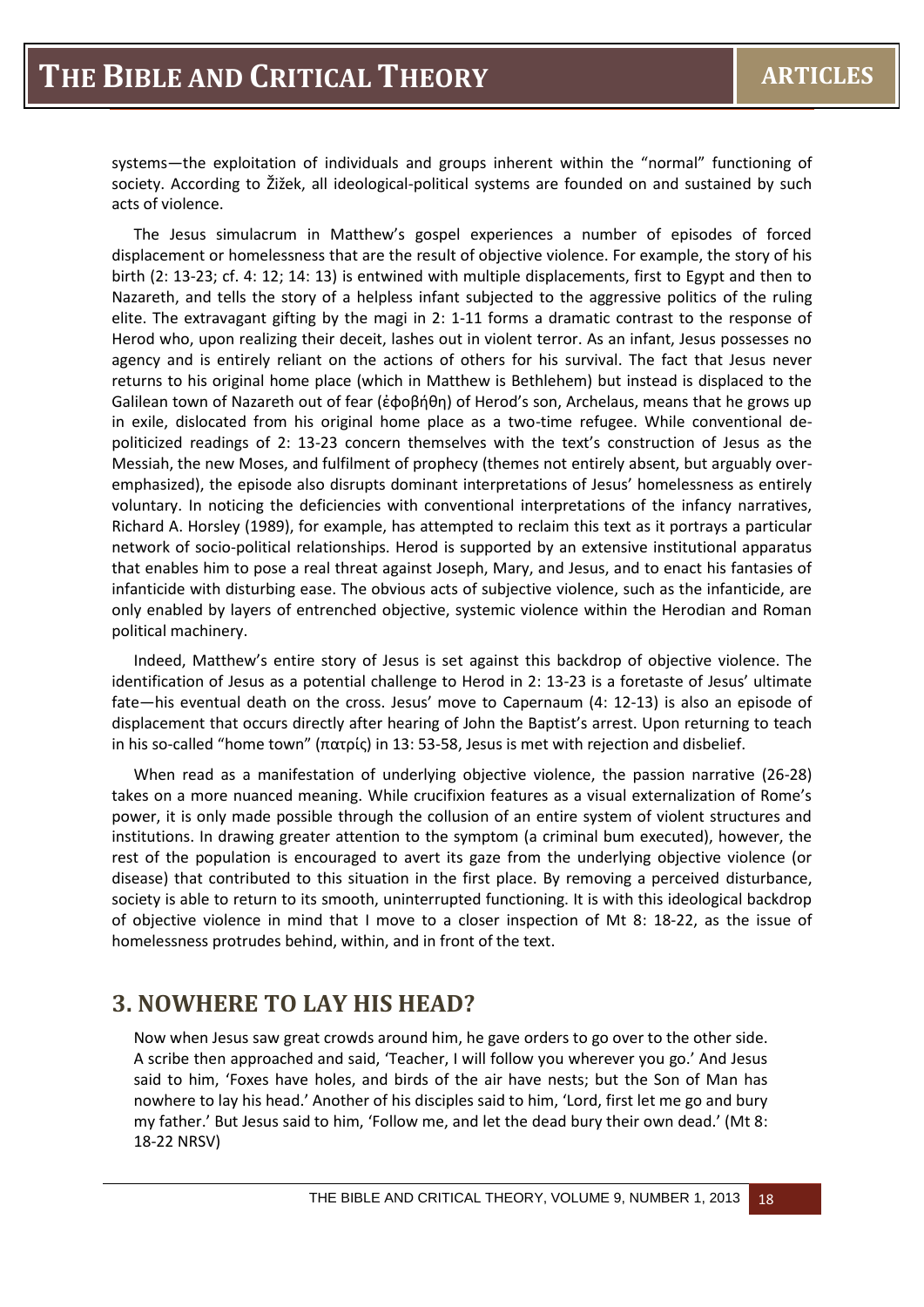systems—the exploitation of individuals and groups inherent within the "normal" functioning of society. According to Žižek, all ideological-political systems are founded on and sustained by such acts of violence.

The Jesus simulacrum in Matthew's gospel experiences a number of episodes of forced displacement or homelessness that are the result of objective violence. For example, the story of his birth (2: 13-23; cf. 4: 12; 14: 13) is entwined with multiple displacements, first to Egypt and then to Nazareth, and tells the story of a helpless infant subjected to the aggressive politics of the ruling elite. The extravagant gifting by the magi in 2: 1-11 forms a dramatic contrast to the response of Herod who, upon realizing their deceit, lashes out in violent terror. As an infant, Jesus possesses no agency and is entirely reliant on the actions of others for his survival. The fact that Jesus never returns to his original home place (which in Matthew is Bethlehem) but instead is displaced to the Galilean town of Nazareth out of fear (ἐφοβήθη) of Herod's son, Archelaus, means that he grows up in exile, dislocated from his original home place as a two-time refugee. While conventional de-politicized readings of 2: 13-23 concern themselves with the text's construction of Jesus as the Messiah, the new Moses, and fulfilment of prophecy (themes not entirely absent, but arguably over-emphasized), the episode also disrupts dominant interpretations of Jesus' homelessness as entirely voluntary. In noticing the deficiencies with conventional interpretations of the infancy narratives, Richard A. Horsley (1989), for example, has attempted to reclaim this text as it portrays a particular network of socio-political relationships. Herod is supported by an extensive institutional apparatus that enables him to pose a real threat against Joseph, Mary, and Jesus, and to enact his fantasies of infanticide with disturbing ease. The obvious acts of subjective violence, such as the infanticide, are only enabled by layers of entrenched objective, systemic violence within the Herodian and Roman political machinery.

Indeed, Matthew's entire story of Jesus is set against this backdrop of objective violence. The identification of Jesus as a potential challenge to Herod in 2: 13-23 is a foretaste of Jesus' ultimate fate—his eventual death on the cross. Jesus' move to Capernaum (4: 12-13) is also an episode of displacement that occurs directly after hearing of John the Baptist's arrest. Upon returning to teach in his so-called "home town" (πατρίς) in 13: 53-58, Jesus is met with rejection and disbelief.

When read as a manifestation of underlying objective violence, the passion narrative (26-28) takes on a more nuanced meaning. While crucifixion features as a visual externalization of Rome's power, it is only made possible through the collusion of an entire system of violent structures and institutions. In drawing greater attention to the symptom (a criminal bum executed), however, the rest of the population is encouraged to avert its gaze from the underlying objective violence (or disease) that contributed to this situation in the first place. By removing a perceived disturbance, society is able to return to its smooth, uninterrupted functioning. It is with this ideological backdrop of objective violence in mind that I move to a closer inspection of Mt 8: 18-22, as the issue of homelessness protrudes behind, within, and in front of the text.

## 3. NOWHERE TO LAY HIS HEAD?

> Now when Jesus saw great crowds around him, he gave orders to go over to the other side. A scribe then approached and said, 'Teacher, I will follow you wherever you go.' And Jesus said to him, 'Foxes have holes, and birds of the air have nests; but the Son of Man has nowhere to lay his head.' Another of his disciples said to him, 'Lord, first let me go and bury my father.' But Jesus said to him, 'Follow me, and let the dead bury their own dead.' (Mt 8: 18-22 NRSV)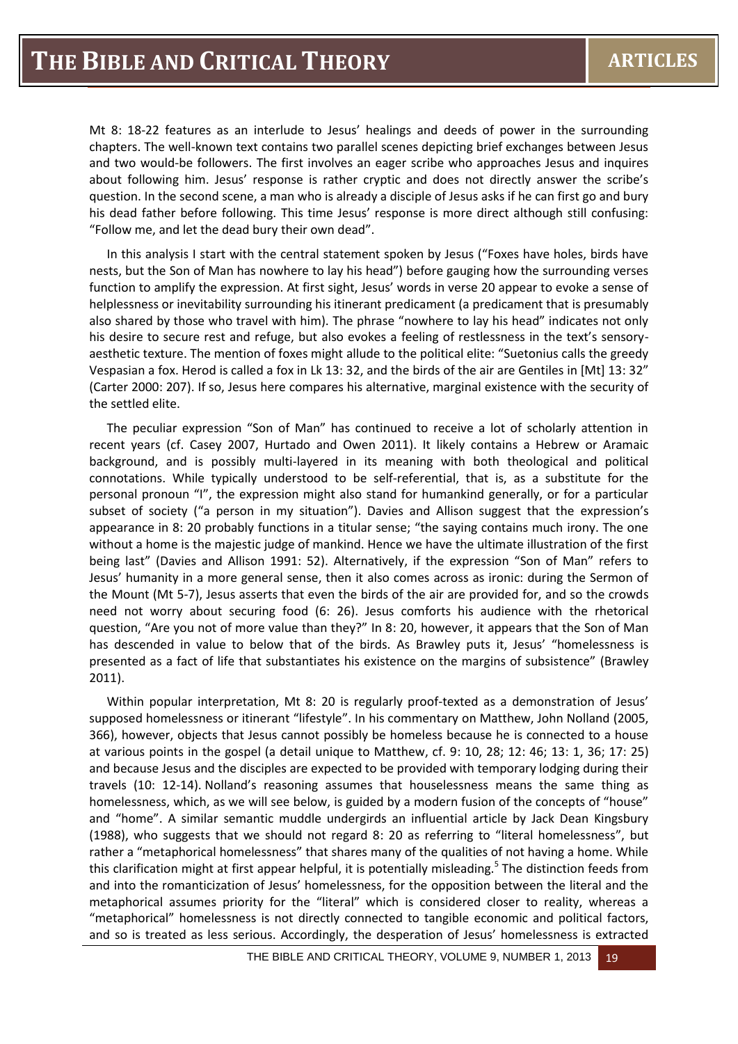Mt 8: 18-22 features as an interlude to Jesus' healings and deeds of power in the surrounding chapters. The well-known text contains two parallel scenes depicting brief exchanges between Jesus and two would-be followers. The first involves an eager scribe who approaches Jesus and inquires about following him. Jesus' response is rather cryptic and does not directly answer the scribe's question. In the second scene, a man who is already a disciple of Jesus asks if he can first go and bury his dead father before following. This time Jesus' response is more direct although still confusing: "Follow me, and let the dead bury their own dead".

In this analysis I start with the central statement spoken by Jesus ("Foxes have holes, birds have nests, but the Son of Man has nowhere to lay his head") before gauging how the surrounding verses function to amplify the expression. At first sight, Jesus' words in verse 20 appear to evoke a sense of helplessness or inevitability surrounding his itinerant predicament (a predicament that is presumably also shared by those who travel with him). The phrase "nowhere to lay his head" indicates not only his desire to secure rest and refuge, but also evokes a feeling of restlessness in the text's sensory-aesthetic texture. The mention of foxes might allude to the political elite: "Suetonius calls the greedy Vespasian a fox. Herod is called a fox in Lk 13: 32, and the birds of the air are Gentiles in [Mt] 13: 32" (Carter 2000: 207). If so, Jesus here compares his alternative, marginal existence with the security of the settled elite.

The peculiar expression "Son of Man" has continued to receive a lot of scholarly attention in recent years (cf. Casey 2007, Hurtado and Owen 2011). It likely contains a Hebrew or Aramaic background, and is possibly multi-layered in its meaning with both theological and political connotations. While typically understood to be self-referential, that is, as a substitute for the personal pronoun "I", the expression might also stand for humankind generally, or for a particular subset of society ("a person in my situation"). Davies and Allison suggest that the expression's appearance in 8: 20 probably functions in a titular sense; "the saying contains much irony. The one without a home is the majestic judge of mankind. Hence we have the ultimate illustration of the first being last" (Davies and Allison 1991: 52). Alternatively, if the expression "Son of Man" refers to Jesus' humanity in a more general sense, then it also comes across as ironic: during the Sermon of the Mount (Mt 5-7), Jesus asserts that even the birds of the air are provided for, and so the crowds need not worry about securing food (6: 26). Jesus comforts his audience with the rhetorical question, "Are you not of more value than they?" In 8: 20, however, it appears that the Son of Man has descended in value to below that of the birds. As Brawley puts it, Jesus' "homelessness is presented as a fact of life that substantiates his existence on the margins of subsistence" (Brawley 2011).

Within popular interpretation, Mt 8: 20 is regularly proof-texted as a demonstration of Jesus' supposed homelessness or itinerant "lifestyle". In his commentary on Matthew, John Nolland (2005, 366), however, objects that Jesus cannot possibly be homeless because he is connected to a house at various points in the gospel (a detail unique to Matthew, cf. 9: 10, 28; 12: 46; 13: 1, 36; 17: 25) and because Jesus and the disciples are expected to be provided with temporary lodging during their travels (10: 12-14). Nolland's reasoning assumes that houselessness means the same thing as homelessness, which, as we will see below, is guided by a modern fusion of the concepts of "house" and "home". A similar semantic muddle undergirds an influential article by Jack Dean Kingsbury (1988), who suggests that we should not regard 8: 20 as referring to "literal homelessness", but rather a "metaphorical homelessness" that shares many of the qualities of not having a home. While this clarification might at first appear helpful, it is potentially misleading.[5] The distinction feeds from and into the romanticization of Jesus' homelessness, for the opposition between the literal and the metaphorical assumes priority for the "literal" which is considered closer to reality, whereas a "metaphorical" homelessness is not directly connected to tangible economic and political factors, and so is treated as less serious. Accordingly, the desperation of Jesus' homelessness is extracted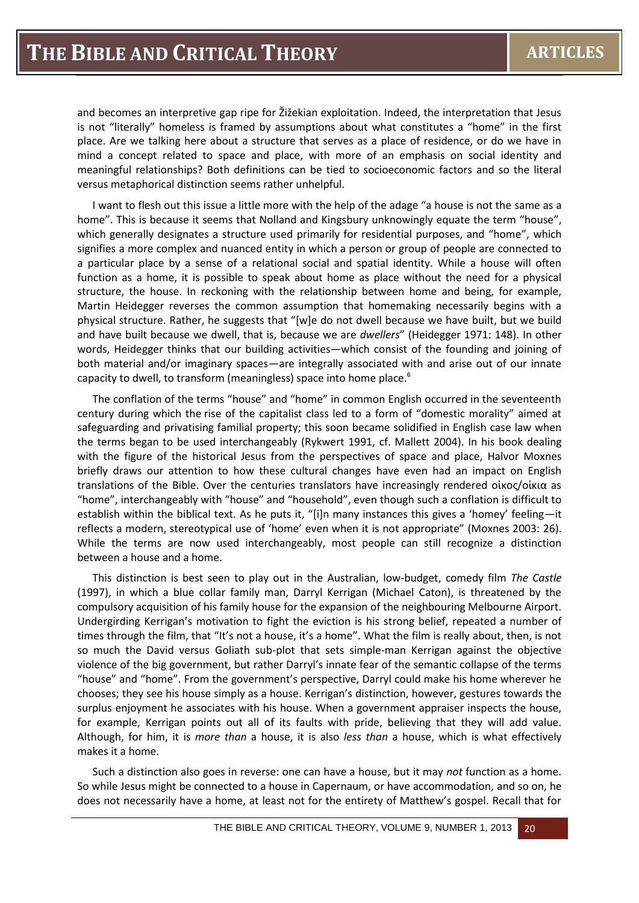and becomes an interpretive gap ripe for Žižekian exploitation. Indeed, the interpretation that Jesus is not "literally" homeless is framed by assumptions about what constitutes a "home" in the first place. Are we talking here about a structure that serves as a place of residence, or do we have in mind a concept related to space and place, with more of an emphasis on social identity and meaningful relationships? Both definitions can be tied to socioeconomic factors and so the literal versus metaphorical distinction seems rather unhelpful.

I want to flesh out this issue a little more with the help of the adage "a house is not the same as a home". This is because it seems that Nolland and Kingsbury unknowingly equate the term "house", which generally designates a structure used primarily for residential purposes, and "home", which signifies a more complex and nuanced entity in which a person or group of people are connected to a particular place by a sense of a relational social and spatial identity. While a house will often function as a home, it is possible to speak about home as place without the need for a physical structure, the house. In reckoning with the relationship between home and being, for example, Martin Heidegger reverses the common assumption that homemaking necessarily begins with a physical structure. Rather, he suggests that "[w]e do not dwell because we have built, but we build and have built because we dwell, that is, because we are *dwellers*" (Heidegger 1971: 148). In other words, Heidegger thinks that our building activities—which consist of the founding and joining of both material and/or imaginary spaces—are integrally associated with and arise out of our innate capacity to dwell, to transform (meaningless) space into home place.[6]

The conflation of the terms "house" and "home" in common English occurred in the seventeenth century during which the rise of the capitalist class led to a form of "domestic morality" aimed at safeguarding and privatising familial property; this soon became solidified in English case law when the terms began to be used interchangeably (Rykwert 1991, cf. Mallett 2004). In his book dealing with the figure of the historical Jesus from the perspectives of space and place, Halvor Moxnes briefly draws our attention to how these cultural changes have even had an impact on English translations of the Bible. Over the centuries translators have increasingly rendered οἰκος/οἰκια as "home", interchangeably with "house" and "household", even though such a conflation is difficult to establish within the biblical text. As he puts it, "[i]n many instances this gives a 'homey' feeling—it reflects a modern, stereotypical use of 'home' even when it is not appropriate" (Moxnes 2003: 26). While the terms are now used interchangeably, most people can still recognize a distinction between a house and a home.

This distinction is best seen to play out in the Australian, low-budget, comedy film *The Castle* (1997), in which a blue collar family man, Darryl Kerrigan (Michael Caton), is threatened by the compulsory acquisition of his family house for the expansion of the neighbouring Melbourne Airport. Undergirding Kerrigan's motivation to fight the eviction is his strong belief, repeated a number of times through the film, that "It's not a house, it's a home". What the film is really about, then, is not so much the David versus Goliath sub-plot that sets simple-man Kerrigan against the objective violence of the big government, but rather Darryl's innate fear of the semantic collapse of the terms "house" and "home". From the government's perspective, Darryl could make his home wherever he chooses; they see his house simply as a house. Kerrigan's distinction, however, gestures towards the surplus enjoyment he associates with his house. When a government appraiser inspects the house, for example, Kerrigan points out all of its faults with pride, believing that they will add value. Although, for him, it is *more than* a house, it is also *less than* a house, which is what effectively makes it a home.

Such a distinction also goes in reverse: one can have a house, but it may *not* function as a home. So while Jesus might be connected to a house in Capernaum, or have accommodation, and so on, he does not necessarily have a home, at least not for the entirety of Matthew's gospel. Recall that for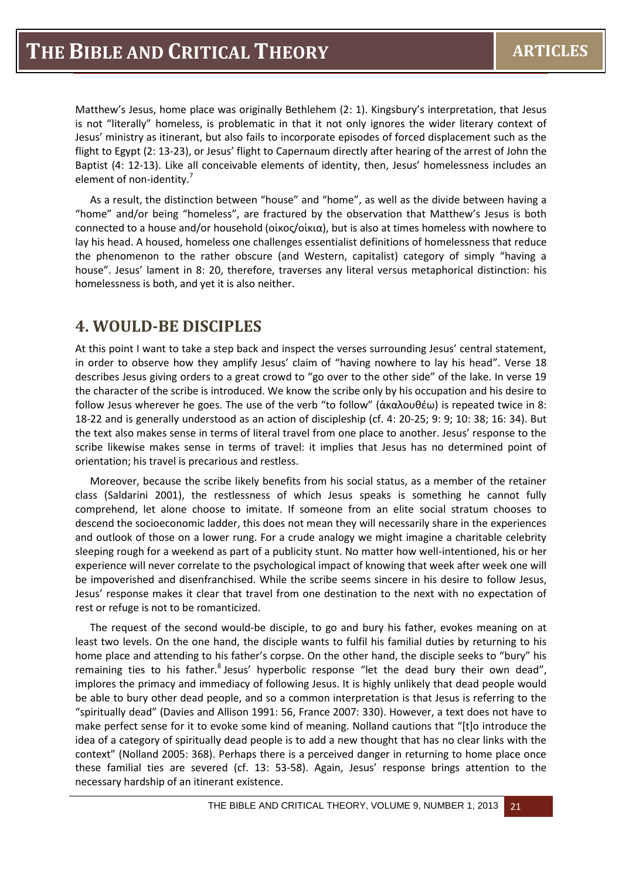Matthew's Jesus, home place was originally Bethlehem (2: 1). Kingsbury's interpretation, that Jesus is not "literally" homeless, is problematic in that it not only ignores the wider literary context of Jesus' ministry as itinerant, but also fails to incorporate episodes of forced displacement such as the flight to Egypt (2: 13-23), or Jesus' flight to Capernaum directly after hearing of the arrest of John the Baptist (4: 12-13). Like all conceivable elements of identity, then, Jesus' homelessness includes an element of non-identity.[7]

As a result, the distinction between "house" and "home", as well as the divide between having a "home" and/or being "homeless", are fractured by the observation that Matthew's Jesus is both connected to a house and/or household (οἰκος/οἰκια), but is also at times homeless with nowhere to lay his head. A housed, homeless one challenges essentialist definitions of homelessness that reduce the phenomenon to the rather obscure (and Western, capitalist) category of simply "having a house". Jesus' lament in 8: 20, therefore, traverses any literal versus metaphorical distinction: his homelessness is both, and yet it is also neither.

## 4. WOULD-BE DISCIPLES

At this point I want to take a step back and inspect the verses surrounding Jesus' central statement, in order to observe how they amplify Jesus' claim of "having nowhere to lay his head". Verse 18 describes Jesus giving orders to a great crowd to "go over to the other side" of the lake. In verse 19 the character of the scribe is introduced. We know the scribe only by his occupation and his desire to follow Jesus wherever he goes. The use of the verb "to follow" (ἀκαλουθέω) is repeated twice in 8: 18-22 and is generally understood as an action of discipleship (cf. 4: 20-25; 9: 9; 10: 38; 16: 34). But the text also makes sense in terms of literal travel from one place to another. Jesus' response to the scribe likewise makes sense in terms of travel: it implies that Jesus has no determined point of orientation; his travel is precarious and restless.

Moreover, because the scribe likely benefits from his social status, as a member of the retainer class (Saldarini 2001), the restlessness of which Jesus speaks is something he cannot fully comprehend, let alone choose to imitate. If someone from an elite social stratum chooses to descend the socioeconomic ladder, this does not mean they will necessarily share in the experiences and outlook of those on a lower rung. For a crude analogy we might imagine a charitable celebrity sleeping rough for a weekend as part of a publicity stunt. No matter how well-intentioned, his or her experience will never correlate to the psychological impact of knowing that week after week one will be impoverished and disenfranchised. While the scribe seems sincere in his desire to follow Jesus, Jesus' response makes it clear that travel from one destination to the next with no expectation of rest or refuge is not to be romanticized.

The request of the second would-be disciple, to go and bury his father, evokes meaning on at least two levels. On the one hand, the disciple wants to fulfil his familial duties by returning to his home place and attending to his father's corpse. On the other hand, the disciple seeks to "bury" his remaining ties to his father.[8] Jesus' hyperbolic response "let the dead bury their own dead", implores the primacy and immediacy of following Jesus. It is highly unlikely that dead people would be able to bury other dead people, and so a common interpretation is that Jesus is referring to the "spiritually dead" (Davies and Allison 1991: 56, France 2007: 330). However, a text does not have to make perfect sense for it to evoke some kind of meaning. Nolland cautions that "[t]o introduce the idea of a category of spiritually dead people is to add a new thought that has no clear links with the context" (Nolland 2005: 368). Perhaps there is a perceived danger in returning to home place once these familial ties are severed (cf. 13: 53-58). Again, Jesus' response brings attention to the necessary hardship of an itinerant existence.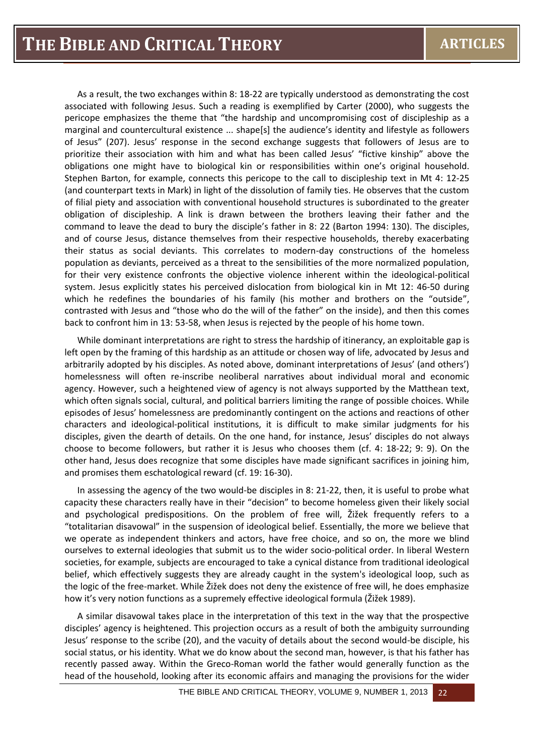As a result, the two exchanges within 8: 18-22 are typically understood as demonstrating the cost associated with following Jesus. Such a reading is exemplified by Carter (2000), who suggests the pericope emphasizes the theme that "the hardship and uncompromising cost of discipleship as a marginal and countercultural existence ... shape[s] the audience's identity and lifestyle as followers of Jesus" (207). Jesus' response in the second exchange suggests that followers of Jesus are to prioritize their association with him and what has been called Jesus' "fictive kinship" above the obligations one might have to biological kin or responsibilities within one's original household. Stephen Barton, for example, connects this pericope to the call to discipleship text in Mt 4: 12-25 (and counterpart texts in Mark) in light of the dissolution of family ties. He observes that the custom of filial piety and association with conventional household structures is subordinated to the greater obligation of discipleship. A link is drawn between the brothers leaving their father and the command to leave the dead to bury the disciple's father in 8: 22 (Barton 1994: 130). The disciples, and of course Jesus, distance themselves from their respective households, thereby exacerbating their status as social deviants. This correlates to modern-day constructions of the homeless population as deviants, perceived as a threat to the sensibilities of the more normalized population, for their very existence confronts the objective violence inherent within the ideological-political system. Jesus explicitly states his perceived dislocation from biological kin in Mt 12: 46-50 during which he redefines the boundaries of his family (his mother and brothers on the "outside", contrasted with Jesus and "those who do the will of the father" on the inside), and then this comes back to confront him in 13: 53-58, when Jesus is rejected by the people of his home town.

While dominant interpretations are right to stress the hardship of itinerancy, an exploitable gap is left open by the framing of this hardship as an attitude or chosen way of life, advocated by Jesus and arbitrarily adopted by his disciples. As noted above, dominant interpretations of Jesus' (and others') homelessness will often re-inscribe neoliberal narratives about individual moral and economic agency. However, such a heightened view of agency is not always supported by the Matthean text, which often signals social, cultural, and political barriers limiting the range of possible choices. While episodes of Jesus' homelessness are predominantly contingent on the actions and reactions of other characters and ideological-political institutions, it is difficult to make similar judgments for his disciples, given the dearth of details. On the one hand, for instance, Jesus' disciples do not always choose to become followers, but rather it is Jesus who chooses them (cf. 4: 18-22; 9: 9). On the other hand, Jesus does recognize that some disciples have made significant sacrifices in joining him, and promises them eschatological reward (cf. 19: 16-30).

In assessing the agency of the two would-be disciples in 8: 21-22, then, it is useful to probe what capacity these characters really have in their "decision" to become homeless given their likely social and psychological predispositions. On the problem of free will, Žižek frequently refers to a "totalitarian disavowal" in the suspension of ideological belief. Essentially, the more we believe that we operate as independent thinkers and actors, have free choice, and so on, the more we blind ourselves to external ideologies that submit us to the wider socio-political order. In liberal Western societies, for example, subjects are encouraged to take a cynical distance from traditional ideological belief, which effectively suggests they are already caught in the system's ideological loop, such as the logic of the free-market. While Žižek does not deny the existence of free will, he does emphasize how it's very notion functions as a supremely effective ideological formula (Žižek 1989).

A similar disavowal takes place in the interpretation of this text in the way that the prospective disciples' agency is heightened. This projection occurs as a result of both the ambiguity surrounding Jesus' response to the scribe (20), and the vacuity of details about the second would-be disciple, his social status, or his identity. What we do know about the second man, however, is that his father has recently passed away. Within the Greco-Roman world the father would generally function as the head of the household, looking after its economic affairs and managing the provisions for the wider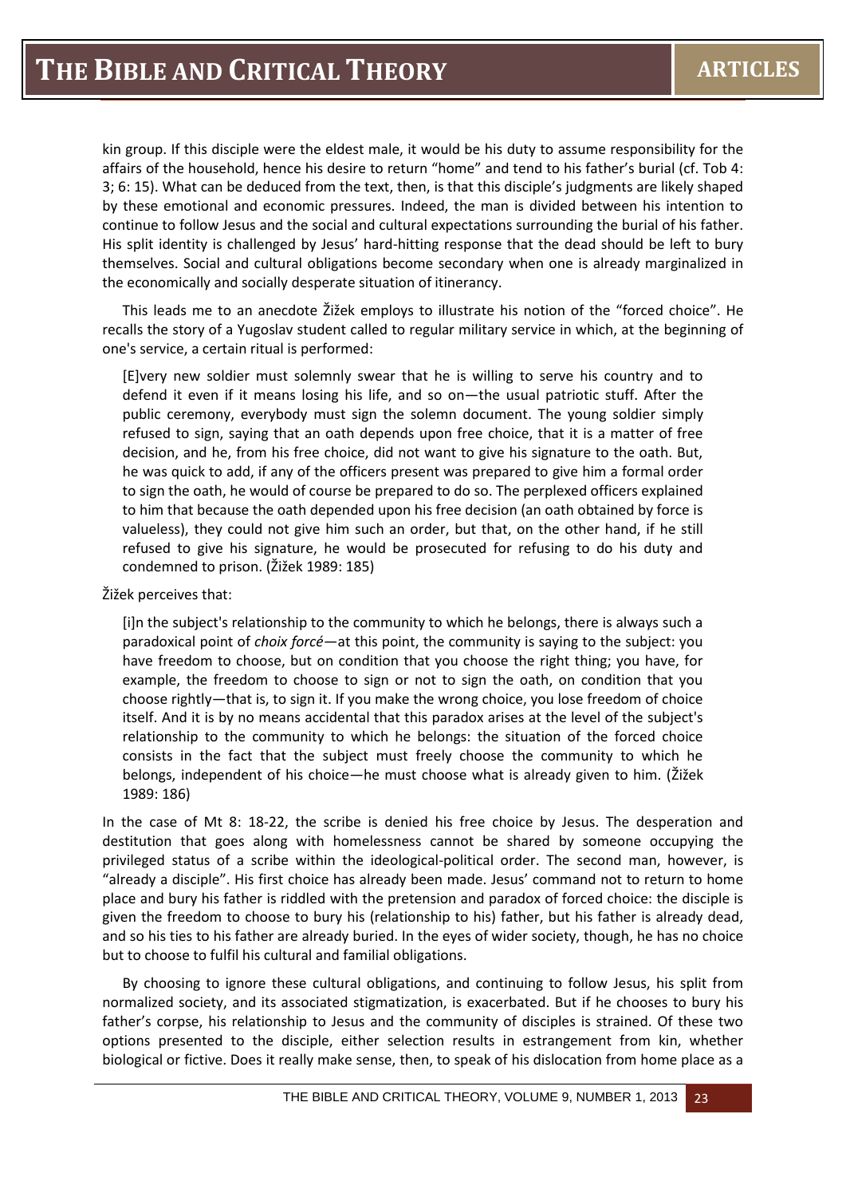kin group. If this disciple were the eldest male, it would be his duty to assume responsibility for the affairs of the household, hence his desire to return "home" and tend to his father's burial (cf. Tob 4: 3; 6: 15). What can be deduced from the text, then, is that this disciple's judgments are likely shaped by these emotional and economic pressures. Indeed, the man is divided between his intention to continue to follow Jesus and the social and cultural expectations surrounding the burial of his father. His split identity is challenged by Jesus' hard-hitting response that the dead should be left to bury themselves. Social and cultural obligations become secondary when one is already marginalized in the economically and socially desperate situation of itinerancy.

This leads me to an anecdote Žižek employs to illustrate his notion of the "forced choice". He recalls the story of a Yugoslav student called to regular military service in which, at the beginning of one's service, a certain ritual is performed:

> [E]very new soldier must solemnly swear that he is willing to serve his country and to defend it even if it means losing his life, and so on—the usual patriotic stuff. After the public ceremony, everybody must sign the solemn document. The young soldier simply refused to sign, saying that an oath depends upon free choice, that it is a matter of free decision, and he, from his free choice, did not want to give his signature to the oath. But, he was quick to add, if any of the officers present was prepared to give him a formal order to sign the oath, he would of course be prepared to do so. The perplexed officers explained to him that because the oath depended upon his free decision (an oath obtained by force is valueless), they could not give him such an order, but that, on the other hand, if he still refused to give his signature, he would be prosecuted for refusing to do his duty and condemned to prison. (Žižek 1989: 185)

Žižek perceives that:

> [i]n the subject's relationship to the community to which he belongs, there is always such a paradoxical point of *choix forcé*—at this point, the community is saying to the subject: you have freedom to choose, but on condition that you choose the right thing; you have, for example, the freedom to choose to sign or not to sign the oath, on condition that you choose rightly—that is, to sign it. If you make the wrong choice, you lose freedom of choice itself. And it is by no means accidental that this paradox arises at the level of the subject's relationship to the community to which he belongs: the situation of the forced choice consists in the fact that the subject must freely choose the community to which he belongs, independent of his choice—he must choose what is already given to him. (Žižek 1989: 186)

In the case of Mt 8: 18-22, the scribe is denied his free choice by Jesus. The desperation and destitution that goes along with homelessness cannot be shared by someone occupying the privileged status of a scribe within the ideological-political order. The second man, however, is "already a disciple". His first choice has already been made. Jesus' command not to return to home place and bury his father is riddled with the pretension and paradox of forced choice: the disciple is given the freedom to choose to bury his (relationship to his) father, but his father is already dead, and so his ties to his father are already buried. In the eyes of wider society, though, he has no choice but to choose to fulfil his cultural and familial obligations.

By choosing to ignore these cultural obligations, and continuing to follow Jesus, his split from normalized society, and its associated stigmatization, is exacerbated. But if he chooses to bury his father's corpse, his relationship to Jesus and the community of disciples is strained. Of these two options presented to the disciple, either selection results in estrangement from kin, whether biological or fictive. Does it really make sense, then, to speak of his dislocation from home place as a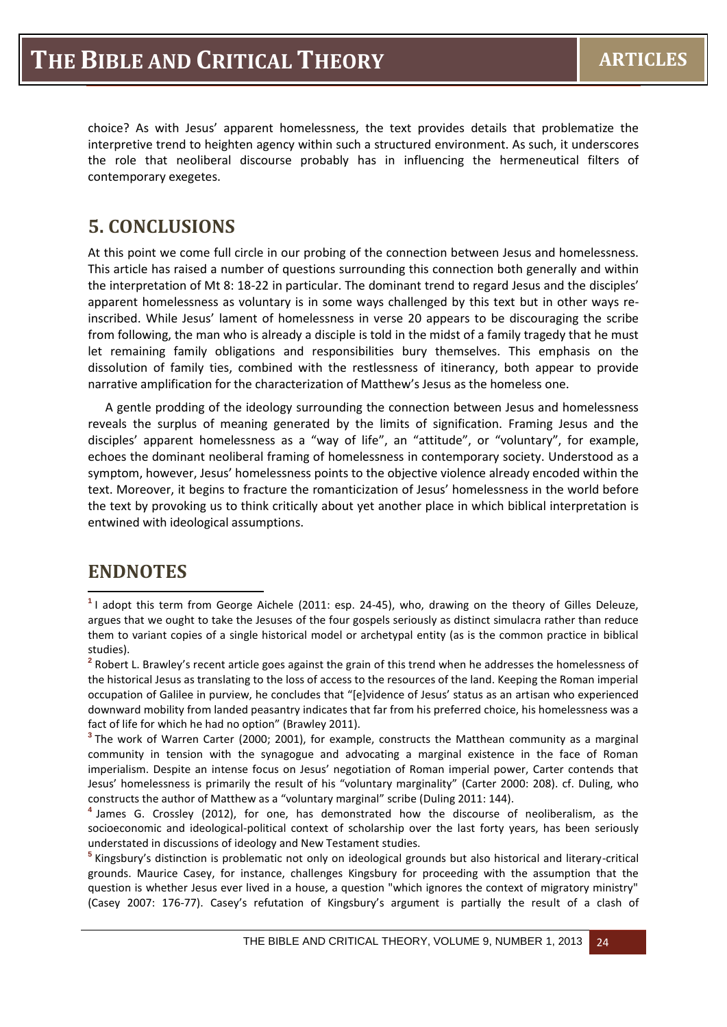choice? As with Jesus' apparent homelessness, the text provides details that problematize the interpretive trend to heighten agency within such a structured environment. As such, it underscores the role that neoliberal discourse probably has in influencing the hermeneutical filters of contemporary exegetes.

## 5. CONCLUSIONS

At this point we come full circle in our probing of the connection between Jesus and homelessness. This article has raised a number of questions surrounding this connection both generally and within the interpretation of Mt 8: 18-22 in particular. The dominant trend to regard Jesus and the disciples' apparent homelessness as voluntary is in some ways challenged by this text but in other ways re-inscribed. While Jesus' lament of homelessness in verse 20 appears to be discouraging the scribe from following, the man who is already a disciple is told in the midst of a family tragedy that he must let remaining family obligations and responsibilities bury themselves. This emphasis on the dissolution of family ties, combined with the restlessness of itinerancy, both appear to provide narrative amplification for the characterization of Matthew's Jesus as the homeless one.

A gentle prodding of the ideology surrounding the connection between Jesus and homelessness reveals the surplus of meaning generated by the limits of signification. Framing Jesus and the disciples' apparent homelessness as a "way of life", an "attitude", or "voluntary", for example, echoes the dominant neoliberal framing of homelessness in contemporary society. Understood as a symptom, however, Jesus' homelessness points to the objective violence already encoded within the text. Moreover, it begins to fracture the romanticization of Jesus' homelessness in the world before the text by provoking us to think critically about yet another place in which biblical interpretation is entwined with ideological assumptions.

## ENDNOTES

[1] I adopt this term from George Aichele (2011: esp. 24-45), who, drawing on the theory of Gilles Deleuze, argues that we ought to take the Jesuses of the four gospels seriously as distinct simulacra rather than reduce them to variant copies of a single historical model or archetypal entity (as is the common practice in biblical studies).

[2] Robert L. Brawley's recent article goes against the grain of this trend when he addresses the homelessness of the historical Jesus as translating to the loss of access to the resources of the land. Keeping the Roman imperial occupation of Galilee in purview, he concludes that "[e]vidence of Jesus' status as an artisan who experienced downward mobility from landed peasantry indicates that far from his preferred choice, his homelessness was a fact of life for which he had no option" (Brawley 2011).

[3] The work of Warren Carter (2000; 2001), for example, constructs the Matthean community as a marginal community in tension with the synagogue and advocating a marginal existence in the face of Roman imperialism. Despite an intense focus on Jesus' negotiation of Roman imperial power, Carter contends that Jesus' homelessness is primarily the result of his "voluntary marginality" (Carter 2000: 208). cf. Duling, who constructs the author of Matthew as a "voluntary marginal" scribe (Duling 2011: 144).

[4] James G. Crossley (2012), for one, has demonstrated how the discourse of neoliberalism, as the socioeconomic and ideological-political context of scholarship over the last forty years, has been seriously understated in discussions of ideology and New Testament studies.

[5] Kingsbury's distinction is problematic not only on ideological grounds but also historical and literary-critical grounds. Maurice Casey, for instance, challenges Kingsbury for proceeding with the assumption that the question is whether Jesus ever lived in a house, a question "which ignores the context of migratory ministry" (Casey 2007: 176-77). Casey's refutation of Kingsbury's argument is partially the result of a clash of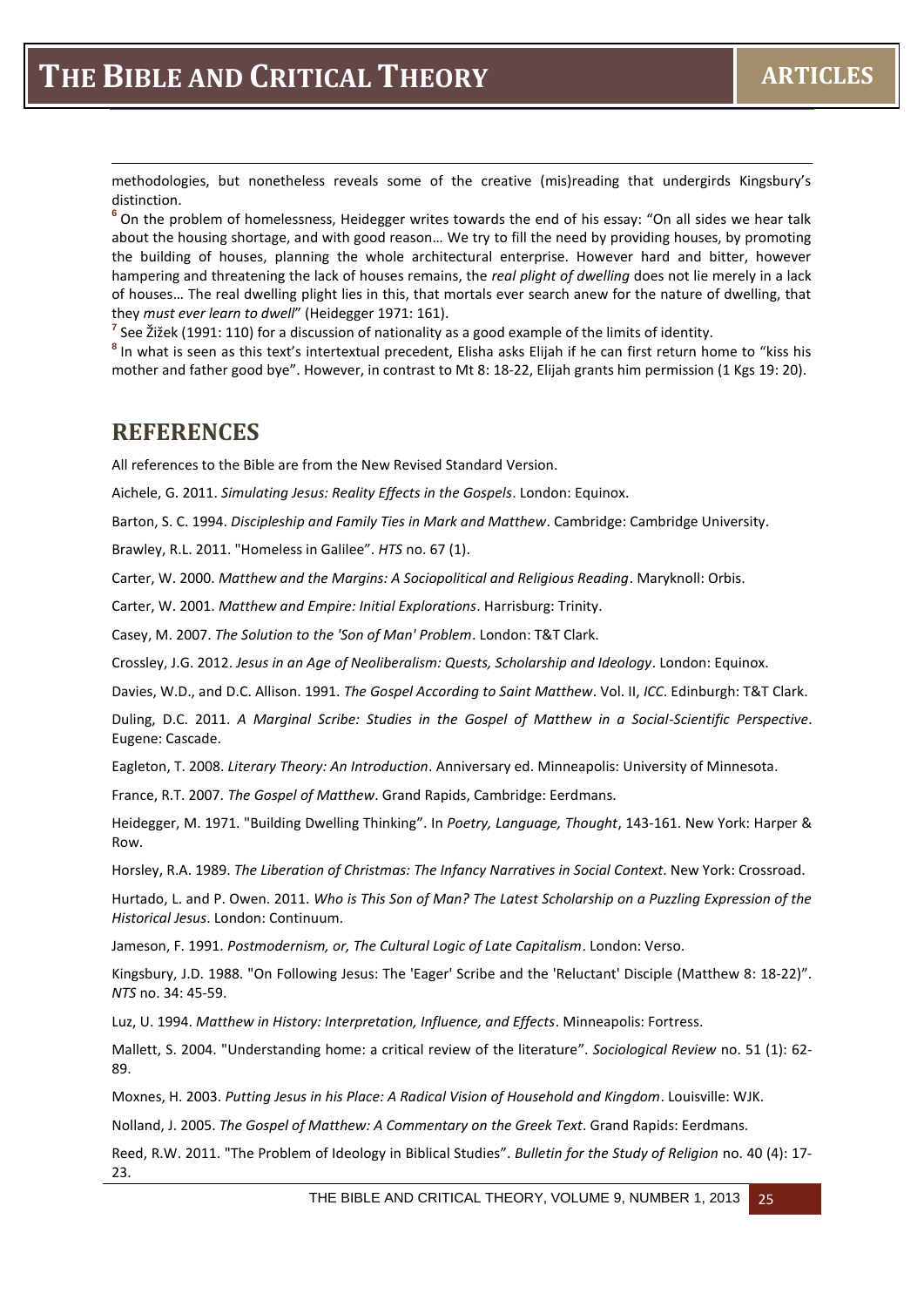methodologies, but nonetheless reveals some of the creative (mis)reading that undergirds Kingsbury's distinction.

[6] On the problem of homelessness, Heidegger writes towards the end of his essay: "On all sides we hear talk about the housing shortage, and with good reason… We try to fill the need by providing houses, by promoting the building of houses, planning the whole architectural enterprise. However hard and bitter, however hampering and threatening the lack of houses remains, the *real plight of dwelling* does not lie merely in a lack of houses… The real dwelling plight lies in this, that mortals ever search anew for the nature of dwelling, that they *must ever learn to dwell*" (Heidegger 1971: 161).

[7] See Žižek (1991: 110) for a discussion of nationality as a good example of the limits of identity.

[8] In what is seen as this text's intertextual precedent, Elisha asks Elijah if he can first return home to "kiss his mother and father good bye". However, in contrast to Mt 8: 18-22, Elijah grants him permission (1 Kgs 19: 20).

## REFERENCES

All references to the Bible are from the New Revised Standard Version.

Aichele, G. 2011. *Simulating Jesus: Reality Effects in the Gospels*. London: Equinox.

Barton, S. C. 1994. *Discipleship and Family Ties in Mark and Matthew*. Cambridge: Cambridge University.

Brawley, R.L. 2011. "Homeless in Galilee". *HTS* no. 67 (1).

Carter, W. 2000. *Matthew and the Margins: A Sociopolitical and Religious Reading*. Maryknoll: Orbis.

Carter, W. 2001. *Matthew and Empire: Initial Explorations*. Harrisburg: Trinity.

Casey, M. 2007. *The Solution to the 'Son of Man' Problem*. London: T&T Clark.

Crossley, J.G. 2012. *Jesus in an Age of Neoliberalism: Quests, Scholarship and Ideology*. London: Equinox.

Davies, W.D., and D.C. Allison. 1991. *The Gospel According to Saint Matthew*. Vol. II, *ICC*. Edinburgh: T&T Clark.

Duling, D.C. 2011. *A Marginal Scribe: Studies in the Gospel of Matthew in a Social-Scientific Perspective*. Eugene: Cascade.

Eagleton, T. 2008. *Literary Theory: An Introduction*. Anniversary ed. Minneapolis: University of Minnesota.

France, R.T. 2007. *The Gospel of Matthew*. Grand Rapids, Cambridge: Eerdmans.

Heidegger, M. 1971. "Building Dwelling Thinking". In *Poetry, Language, Thought*, 143-161. New York: Harper & Row.

Horsley, R.A. 1989. *The Liberation of Christmas: The Infancy Narratives in Social Context*. New York: Crossroad.

Hurtado, L. and P. Owen. 2011. *Who is This Son of Man? The Latest Scholarship on a Puzzling Expression of the Historical Jesus*. London: Continuum.

Jameson, F. 1991. *Postmodernism, or, The Cultural Logic of Late Capitalism*. London: Verso.

Kingsbury, J.D. 1988. "On Following Jesus: The 'Eager' Scribe and the 'Reluctant' Disciple (Matthew 8: 18-22)". *NTS* no. 34: 45-59.

Luz, U. 1994. *Matthew in History: Interpretation, Influence, and Effects*. Minneapolis: Fortress.

Mallett, S. 2004. "Understanding home: a critical review of the literature". *Sociological Review* no. 51 (1): 62-89.

Moxnes, H. 2003. *Putting Jesus in his Place: A Radical Vision of Household and Kingdom*. Louisville: WJK.

Nolland, J. 2005. *The Gospel of Matthew: A Commentary on the Greek Text*. Grand Rapids: Eerdmans.

Reed, R.W. 2011. "The Problem of Ideology in Biblical Studies". *Bulletin for the Study of Religion* no. 40 (4): 17-23.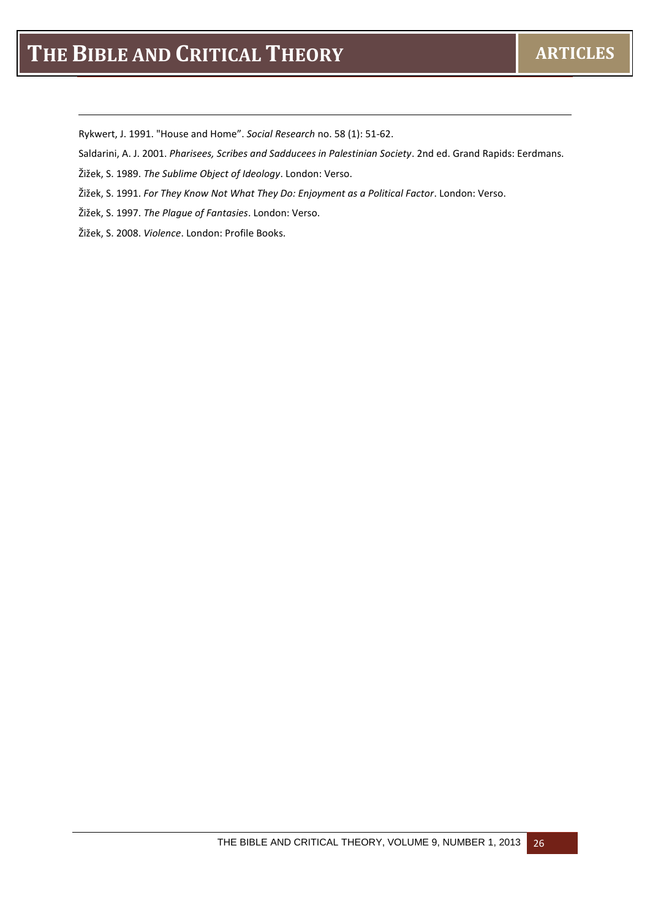Rykwert, J. 1991. "House and Home”. *Social Research* no. 58 (1): 51-62.

Saldarini, A. J. 2001. *Pharisees, Scribes and Sadducees in Palestinian Society*. 2nd ed. Grand Rapids: Eerdmans.

Žižek, S. 1989. *The Sublime Object of Ideology*. London: Verso.

Žižek, S. 1991. *For They Know Not What They Do: Enjoyment as a Political Factor*. London: Verso.

Žižek, S. 1997. *The Plague of Fantasies*. London: Verso.

Žižek, S. 2008. *Violence*. London: Profile Books.